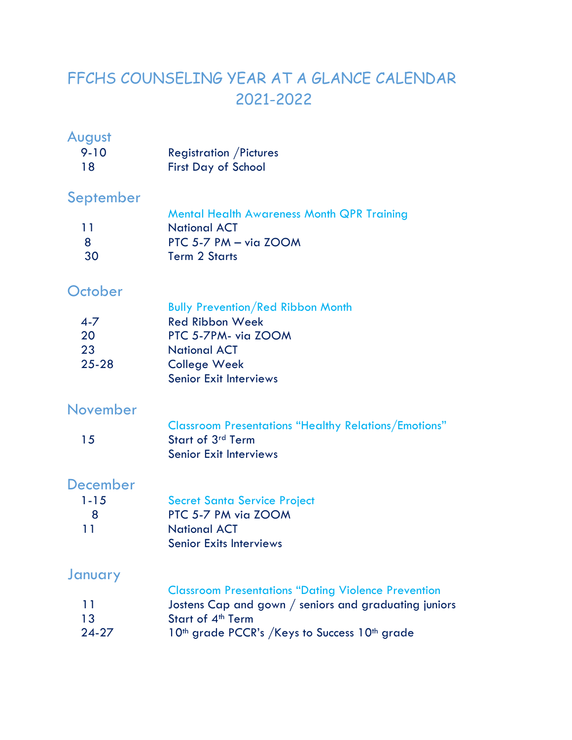# FFCHS COUNSELING YEAR AT A GLANCE CALENDAR 2021-2022

## August

| | |
|---|---|
| 9-10 | Registration /Pictures |
| 18 | First Day of School |

## September

| | |
|---|---|
| | Mental Health Awareness Month QPR Training |
| 11 | National ACT |
| 8 | PTC 5-7 PM – via ZOOM |
| 30 | Term 2 Starts |

## October

| | |
|---|---|
| | Bully Prevention/Red Ribbon Month |
| 4-7 | Red Ribbon Week |
| 20 | PTC 5-7PM- via ZOOM |
| 23 | National ACT |
| 25-28 | College Week |
| | Senior Exit Interviews |

## November

| | |
|---|---|
| | Classroom Presentations "Healthy Relations/Emotions" |
| 15 | Start of 3rd Term |
| | Senior Exit Interviews |

## December

| | |
|---|---|
| 1-15 | Secret Santa Service Project |
| 8 | PTC 5-7 PM via ZOOM |
| 11 | National ACT |
| | Senior Exits Interviews |

## January

| | |
|---|---|
| | Classroom Presentations "Dating Violence Prevention |
| 11 | Jostens Cap and gown / seniors and graduating juniors |
| 13 | Start of 4th Term |
| 24-27 | 10th grade PCCR's /Keys to Success 10th grade |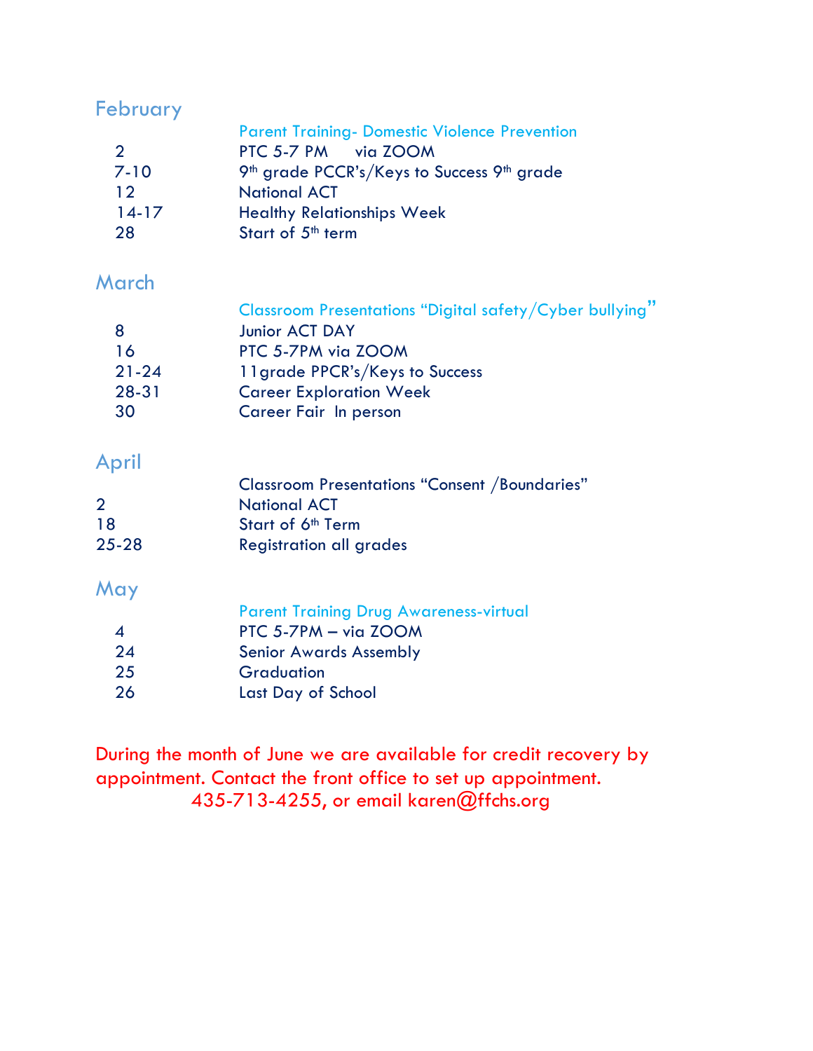## February

Parent Training- Domestic Violence Prevention

| | |
|---|---|
| 2 | PTC 5-7 PM via ZOOM |
| 7-10 | 9th grade PCCR's/Keys to Success 9th grade |
| 12 | National ACT |
| 14-17 | Healthy Relationships Week |
| 28 | Start of 5th term |

## March

Classroom Presentations "Digital safety/Cyber bullying"

| | |
|---|---|
| 8 | Junior ACT DAY |
| 16 | PTC 5-7PM via ZOOM |
| 21-24 | 11grade PPCR's/Keys to Success |
| 28-31 | Career Exploration Week |
| 30 | Career Fair In person |

## April

Classroom Presentations "Consent /Boundaries"

| | |
|---|---|
| 2 | National ACT |
| 18 | Start of 6th Term |
| 25-28 | Registration all grades |

## May

Parent Training Drug Awareness-virtual

| | |
|---|---|
| 4 | PTC 5-7PM – via ZOOM |
| 24 | Senior Awards Assembly |
| 25 | Graduation |
| 26 | Last Day of School |

During the month of June we are available for credit recovery by appointment. Contact the front office to set up appointment. 435-713-4255, or email karen@ffchs.org